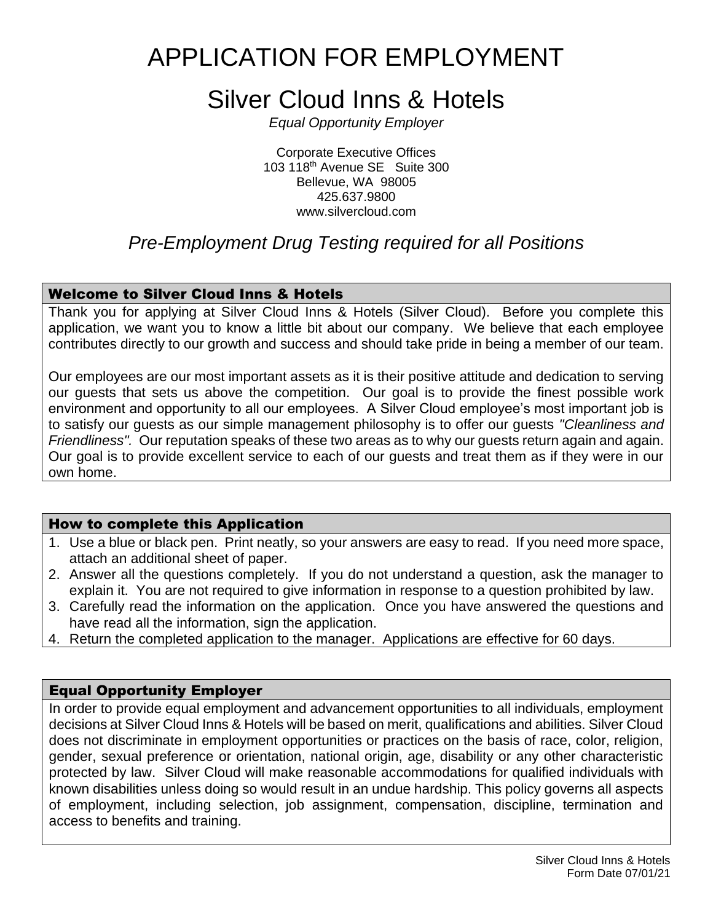# APPLICATION FOR EMPLOYMENT

# Silver Cloud Inns & Hotels

*Equal Opportunity Employer*

Corporate Executive Offices
103 118th Avenue SE Suite 300
Bellevue, WA 98005
425.637.9800
www.silvercloud.com

*Pre-Employment Drug Testing required for all Positions*

## Welcome to Silver Cloud Inns & Hotels

Thank you for applying at Silver Cloud Inns & Hotels (Silver Cloud). Before you complete this application, we want you to know a little bit about our company. We believe that each employee contributes directly to our growth and success and should take pride in being a member of our team.

Our employees are our most important assets as it is their positive attitude and dedication to serving our guests that sets us above the competition. Our goal is to provide the finest possible work environment and opportunity to all our employees. A Silver Cloud employee's most important job is to satisfy our guests as our simple management philosophy is to offer our guests *"Cleanliness and Friendliness".* Our reputation speaks of these two areas as to why our guests return again and again. Our goal is to provide excellent service to each of our guests and treat them as if they were in our own home.

## How to complete this Application

1. Use a blue or black pen. Print neatly, so your answers are easy to read. If you need more space, attach an additional sheet of paper.
2. Answer all the questions completely. If you do not understand a question, ask the manager to explain it. You are not required to give information in response to a question prohibited by law.
3. Carefully read the information on the application. Once you have answered the questions and have read all the information, sign the application.
4. Return the completed application to the manager. Applications are effective for 60 days.

## Equal Opportunity Employer

In order to provide equal employment and advancement opportunities to all individuals, employment decisions at Silver Cloud Inns & Hotels will be based on merit, qualifications and abilities. Silver Cloud does not discriminate in employment opportunities or practices on the basis of race, color, religion, gender, sexual preference or orientation, national origin, age, disability or any other characteristic protected by law. Silver Cloud will make reasonable accommodations for qualified individuals with known disabilities unless doing so would result in an undue hardship. This policy governs all aspects of employment, including selection, job assignment, compensation, discipline, termination and access to benefits and training.

Silver Cloud Inns & Hotels
Form Date 07/01/21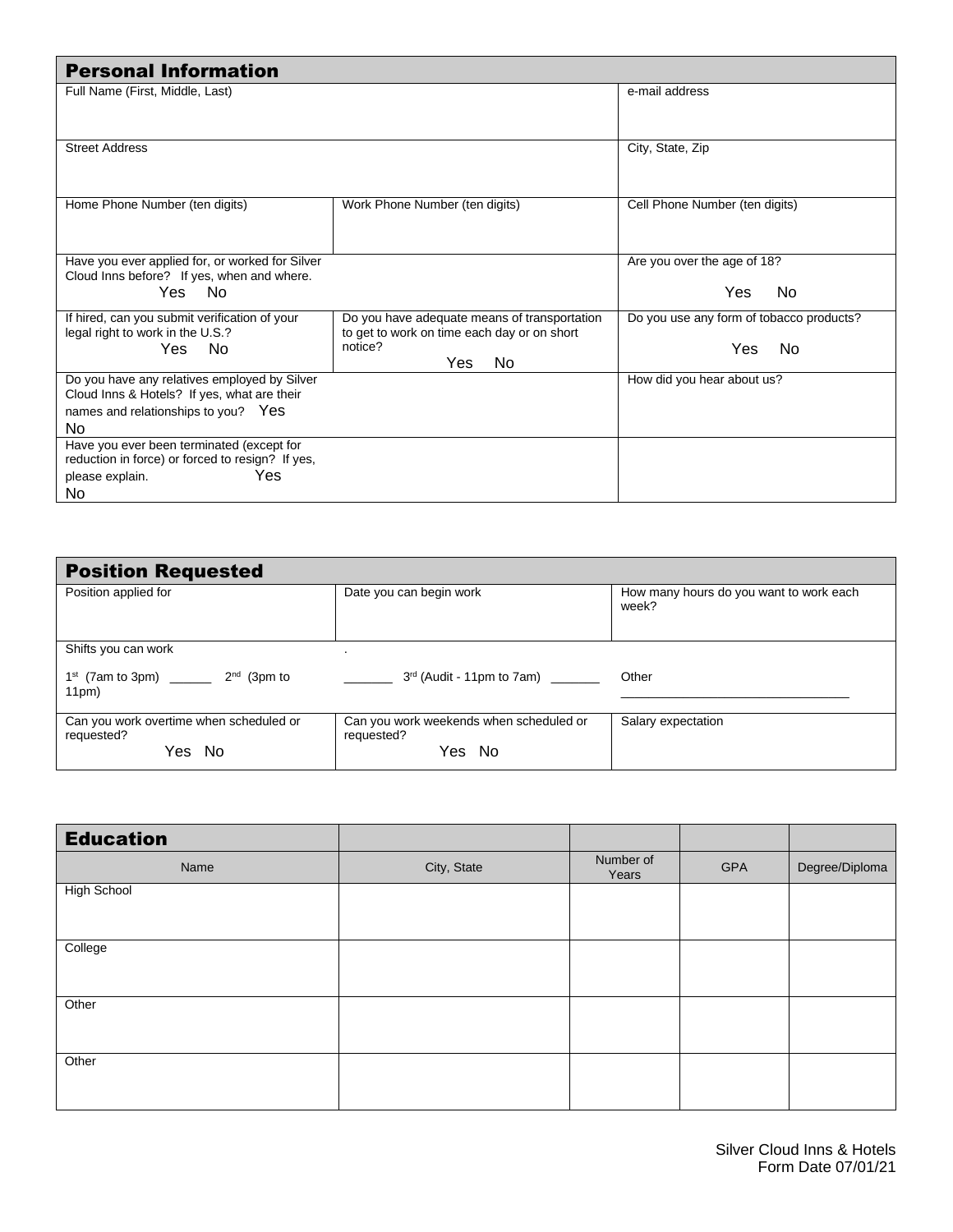## Personal Information

| Full Name (First, Middle, Last) | | e-mail address |
|---|---|---|
| Street Address | | City, State, Zip |
| Home Phone Number (ten digits) | Work Phone Number (ten digits) | Cell Phone Number (ten digits) |
| Have you ever applied for, or worked for Silver Cloud Inns before? If yes, when and where. Yes No | | Are you over the age of 18? Yes No |
| If hired, can you submit verification of your legal right to work in the U.S.? Yes No | Do you have adequate means of transportation to get to work on time each day or on short notice? Yes No | Do you use any form of tobacco products? Yes No |
| Do you have any relatives employed by Silver Cloud Inns & Hotels? If yes, what are their names and relationships to you? Yes No | | How did you hear about us? |
| Have you ever been terminated (except for reduction in force) or forced to resign? If yes, please explain. Yes No | | |

## Position Requested

| Position applied for | Date you can begin work | How many hours do you want to work each week? |
|---|---|---|
| Shifts you can work<br>1st (7am to 3pm) ______ 2nd (3pm to 11pm) | .<br>_______ 3rd (Audit - 11pm to 7am) _______ | Other<br>_______________________________ |
| Can you work overtime when scheduled or requested? Yes No | Can you work weekends when scheduled or requested? Yes No | Salary expectation |

## Education

| Name | City, State | Number of Years | GPA | Degree/Diploma |
|---|---|---|---|---|
| High School | | | | |
| College | | | | |
| Other | | | | |
| Other | | | | |

Silver Cloud Inns & Hotels
Form Date 07/01/21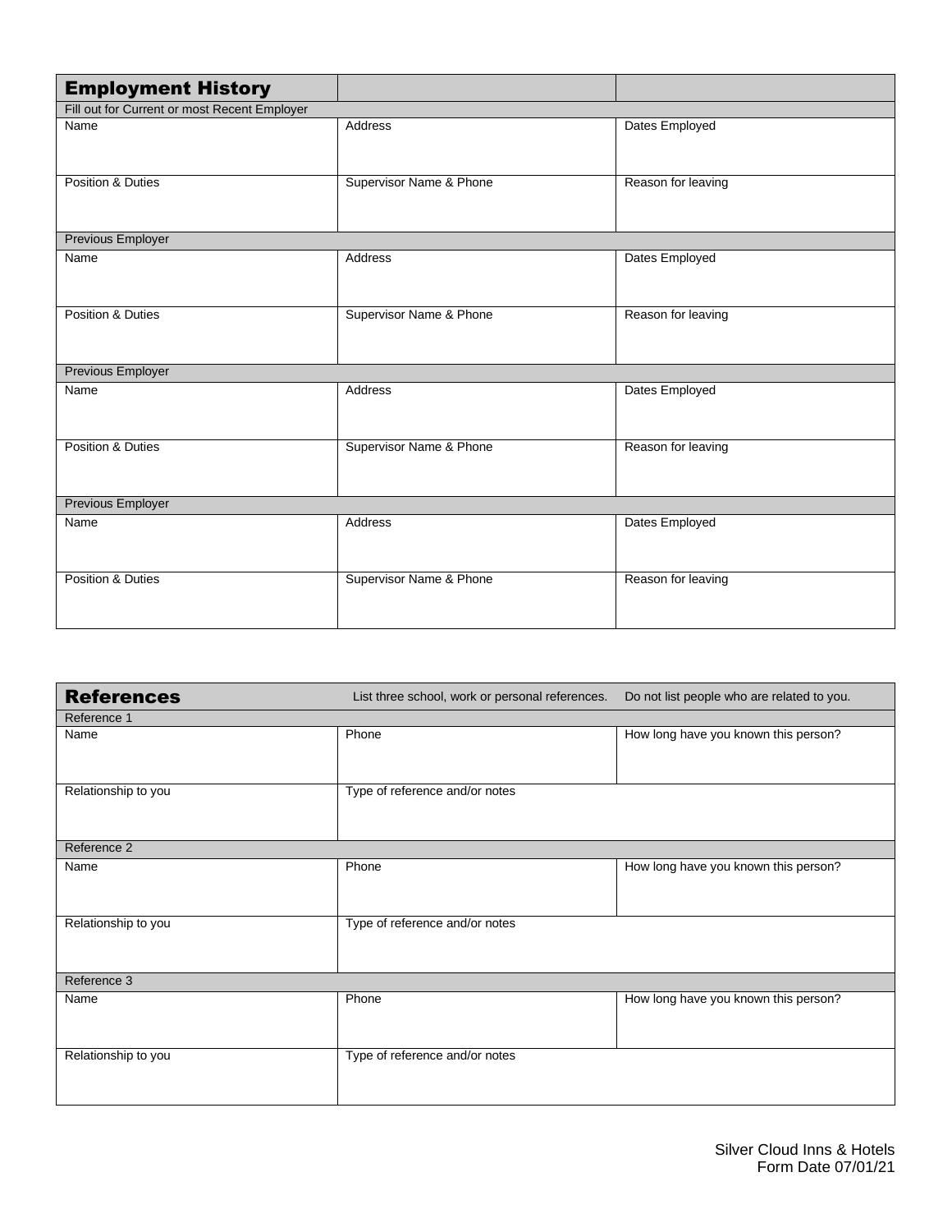## Employment History

| | | |
|---|---|---|
| Fill out for Current or most Recent Employer | | |
| Name | Address | Dates Employed |
| Position & Duties | Supervisor Name & Phone | Reason for leaving |
| Previous Employer | | |
| Name | Address | Dates Employed |
| Position & Duties | Supervisor Name & Phone | Reason for leaving |
| Previous Employer | | |
| Name | Address | Dates Employed |
| Position & Duties | Supervisor Name & Phone | Reason for leaving |
| Previous Employer | | |
| Name | Address | Dates Employed |
| Position & Duties | Supervisor Name & Phone | Reason for leaving |

## References

List three school, work or personal references. Do not list people who are related to you.

| | | |
|---|---|---|
| Reference 1 | | |
| Name | Phone | How long have you known this person? |
| Relationship to you | Type of reference and/or notes | |
| Reference 2 | | |
| Name | Phone | How long have you known this person? |
| Relationship to you | Type of reference and/or notes | |
| Reference 3 | | |
| Name | Phone | How long have you known this person? |
| Relationship to you | Type of reference and/or notes | |

Silver Cloud Inns & Hotels
Form Date 07/01/21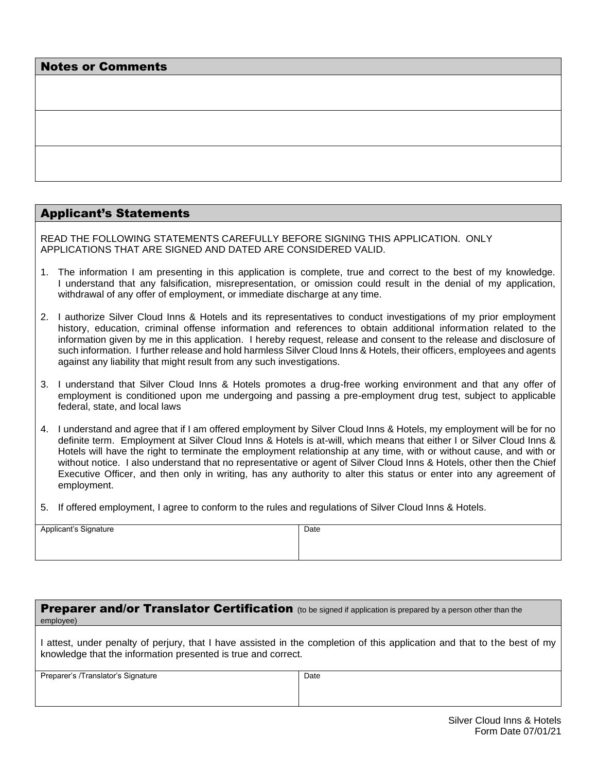## Notes or Comments

| |
|---|
| |
| |
| |

## Applicant's Statements

READ THE FOLLOWING STATEMENTS CAREFULLY BEFORE SIGNING THIS APPLICATION. ONLY APPLICATIONS THAT ARE SIGNED AND DATED ARE CONSIDERED VALID.

1. The information I am presenting in this application is complete, true and correct to the best of my knowledge. I understand that any falsification, misrepresentation, or omission could result in the denial of my application, withdrawal of any offer of employment, or immediate discharge at any time.

2. I authorize Silver Cloud Inns & Hotels and its representatives to conduct investigations of my prior employment history, education, criminal offense information and references to obtain additional information related to the information given by me in this application. I hereby request, release and consent to the release and disclosure of such information. I further release and hold harmless Silver Cloud Inns & Hotels, their officers, employees and agents against any liability that might result from any such investigations.

3. I understand that Silver Cloud Inns & Hotels promotes a drug-free working environment and that any offer of employment is conditioned upon me undergoing and passing a pre-employment drug test, subject to applicable federal, state, and local laws

4. I understand and agree that if I am offered employment by Silver Cloud Inns & Hotels, my employment will be for no definite term. Employment at Silver Cloud Inns & Hotels is at-will, which means that either I or Silver Cloud Inns & Hotels will have the right to terminate the employment relationship at any time, with or without cause, and with or without notice. I also understand that no representative or agent of Silver Cloud Inns & Hotels, other then the Chief Executive Officer, and then only in writing, has any authority to alter this status or enter into any agreement of employment.

5. If offered employment, I agree to conform to the rules and regulations of Silver Cloud Inns & Hotels.

| Applicant's Signature | Date |
|---|---|
| | |

## Preparer and/or Translator Certification (to be signed if application is prepared by a person other than the employee)

I attest, under penalty of perjury, that I have assisted in the completion of this application and that to the best of my knowledge that the information presented is true and correct.

| Preparer's /Translator's Signature | Date |
|---|---|
| | |

Silver Cloud Inns & Hotels
Form Date 07/01/21